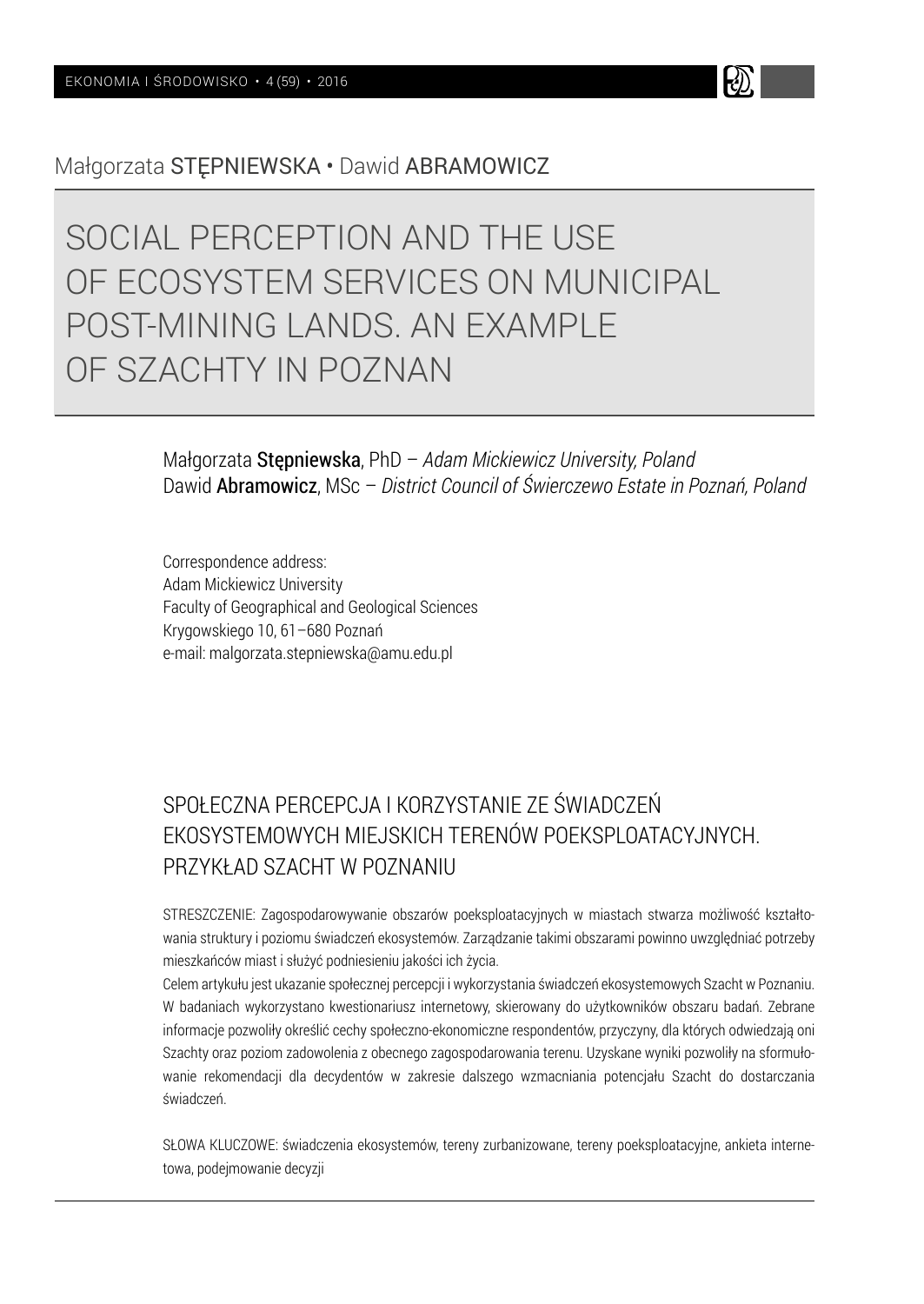Małgorzata STĘPNIEWSKA • Dawid ABRAMOWICZ

# SOCIAL PERCEPTION AND THE USE OF ECOSYSTEM SERVICES ON MUNICIPAL POST-MINING LANDS. AN EXAMPLE OF SZACHTY IN POZNAN

Małgorzata **Stępniewska**, PhD – *Adam Mickiewicz University, Poland*
Dawid **Abramowicz**, MSc – *District Council of Świerczewo Estate in Poznań, Poland*

Correspondence address:
Adam Mickiewicz University
Faculty of Geographical and Geological Sciences
Krygowskiego 10, 61–680 Poznań
e-mail: malgorzata.stepniewska@amu.edu.pl

## SPOŁECZNA PERCEPCJA I KORZYSTANIE ZE ŚWIADCZEŃ EKOSYSTEMOWYCH MIEJSKICH TERENÓW POEKSPLOATACYJNYCH. PRZYKŁAD SZACHT W POZNANIU

STRESZCZENIE: Zagospodarowywanie obszarów poeksploatacyjnych w miastach stwarza możliwość kształtowania struktury i poziomu świadczeń ekosystemów. Zarządzanie takimi obszarami powinno uwzględniać potrzeby mieszkańców miast i służyć podniesieniu jakości ich życia.

Celem artykułu jest ukazanie społecznej percepcji i wykorzystania świadczeń ekosystemowych Szacht w Poznaniu. W badaniach wykorzystano kwestionariusz internetowy, skierowany do użytkowników obszaru badań. Zebrane informacje pozwoliły określić cechy społeczno-ekonomiczne respondentów, przyczyny, dla których odwiedzają oni Szachty oraz poziom zadowolenia z obecnego zagospodarowania terenu. Uzyskane wyniki pozwoliły na sformułowanie rekomendacji dla decydentów w zakresie dalszego wzmacniania potencjału Szacht do dostarczania świadczeń.

SŁOWA KLUCZOWE: świadczenia ekosystemów, tereny zurbanizowane, tereny poeksploatacyjne, ankieta internetowa, podejmowanie decyzji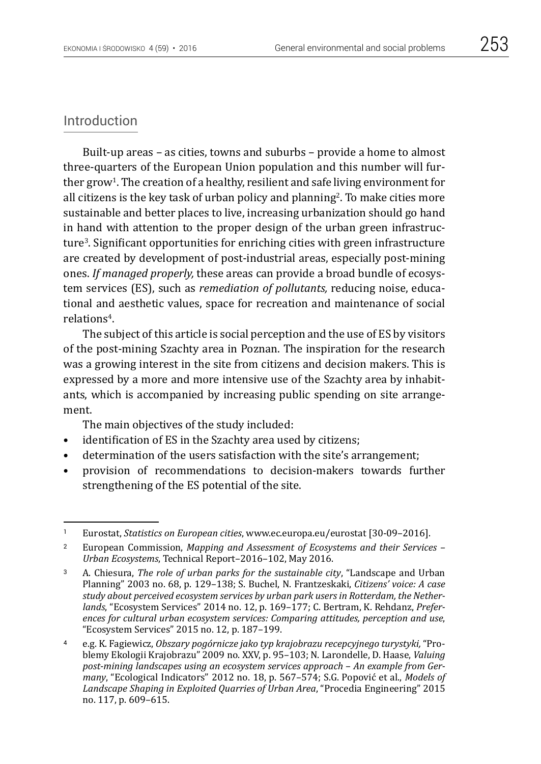## Introduction

Built-up areas – as cities, towns and suburbs – provide a home to almost three-quarters of the European Union population and this number will further grow[1]. The creation of a healthy, resilient and safe living environment for all citizens is the key task of urban policy and planning[2]. To make cities more sustainable and better places to live, increasing urbanization should go hand in hand with attention to the proper design of the urban green infrastructure[3]. Significant opportunities for enriching cities with green infrastructure are created by development of post-industrial areas, especially post-mining ones. *If managed properly,* these areas can provide a broad bundle of ecosystem services (ES), such as *remediation of pollutants,* reducing noise, educational and aesthetic values, space for recreation and maintenance of social relations[4].

The subject of this article is social perception and the use of ES by visitors of the post-mining Szachty area in Poznan. The inspiration for the research was a growing interest in the site from citizens and decision makers. This is expressed by a more and more intensive use of the Szachty area by inhabitants, which is accompanied by increasing public spending on site arrangement.

The main objectives of the study included:

- identification of ES in the Szachty area used by citizens;
- determination of the users satisfaction with the site's arrangement;
- provision of recommendations to decision-makers towards further strengthening of the ES potential of the site.

---

[1] Eurostat, *Statistics on European cities*, www.ec.europa.eu/eurostat [30-09–2016].

[2] European Commission, *Mapping and Assessment of Ecosystems and their Services – Urban Ecosystems*, Technical Report–2016–102, May 2016.

[3] A. Chiesura, *The role of urban parks for the sustainable city*, "Landscape and Urban Planning" 2003 no. 68, p. 129–138; S. Buchel, N. Frantzeskaki, *Citizens' voice: A case study about perceived ecosystem services by urban park users in Rotterdam, the Netherlands*, "Ecosystem Services" 2014 no. 12, p. 169–177; C. Bertram, K. Rehdanz, *Preferences for cultural urban ecosystem services: Comparing attitudes, perception and use*, "Ecosystem Services" 2015 no. 12, p. 187–199.

[4] e.g. K. Fagiewicz, *Obszary pogórnicze jako typ krajobrazu recepcyjnego turystyki,* "Problemy Ekologii Krajobrazu" 2009 no. XXV, p. 95–103; N. Larondelle, D. Haase, *Valuing post-mining landscapes using an ecosystem services approach – An example from Germany*, "Ecological Indicators" 2012 no. 18, p. 567–574; S.G. Popović et al., *Models of Landscape Shaping in Exploited Quarries of Urban Area*, "Procedia Engineering" 2015 no. 117, p. 609–615.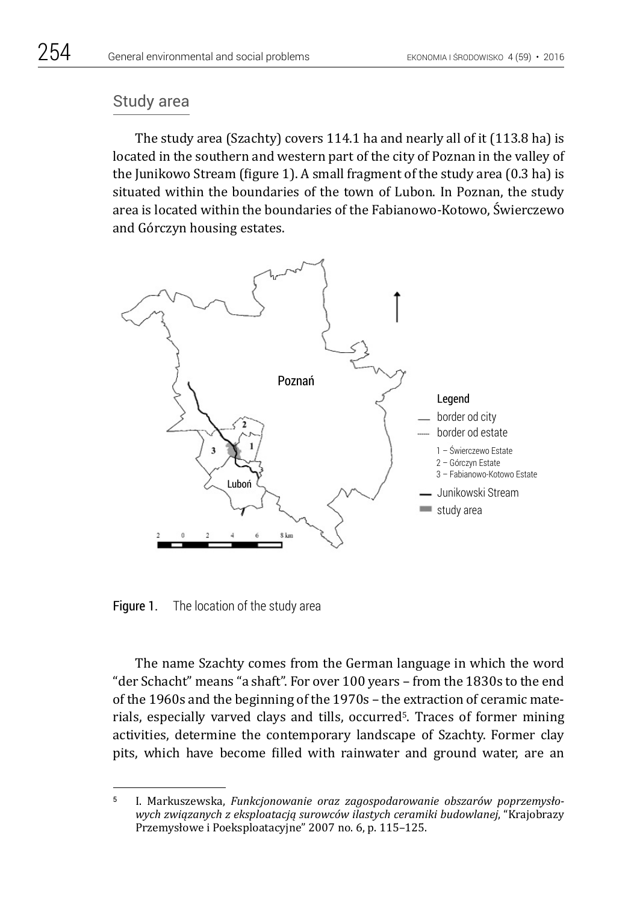## Study area

The study area (Szachty) covers 114.1 ha and nearly all of it (113.8 ha) is located in the southern and western part of the city of Poznan in the valley of the Junikowo Stream (figure 1). A small fragment of the study area (0.3 ha) is situated within the boundaries of the town of Lubon. In Poznan, the study area is located within the boundaries of the Fabianowo-Kotowo, Świerczewo and Górczyn housing estates.

Figure 1. The location of the study area

The name Szachty comes from the German language in which the word "der Schacht" means "a shaft". For over 100 years – from the 1830s to the end of the 1960s and the beginning of the 1970s – the extraction of ceramic materials, especially varved clays and tills, occurred[5]. Traces of former mining activities, determine the contemporary landscape of Szachty. Former clay pits, which have become filled with rainwater and ground water, are an

[5] I. Markuszewska, *Funkcjonowanie oraz zagospodarowanie obszarów poprzemysłowych związanych z eksploatacją surowców ilastych ceramiki budowlanej*, "Krajobrazy Przemysłowe i Poeksploatacyjne" 2007 no. 6, p. 115–125.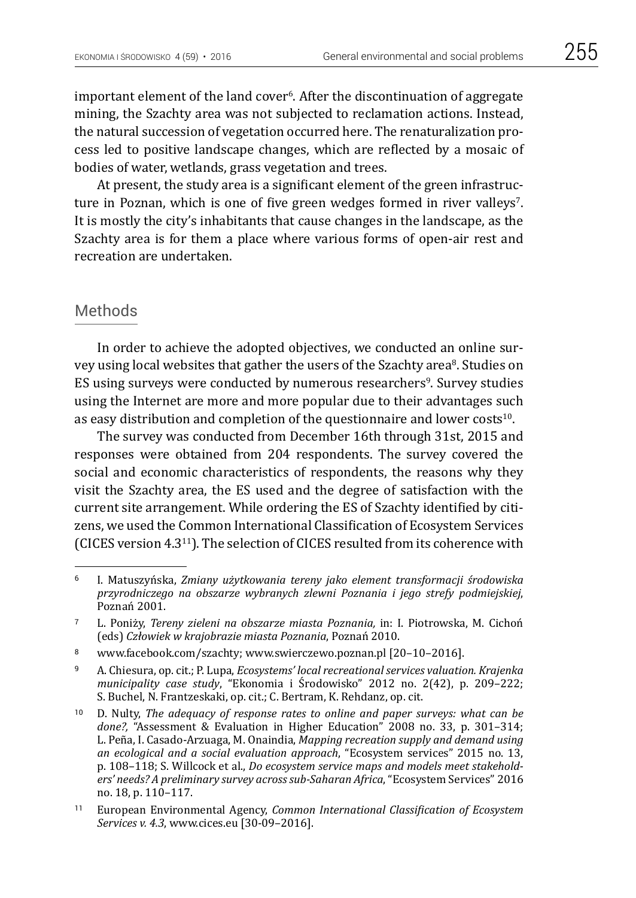important element of the land cover[6]. After the discontinuation of aggregate mining, the Szachty area was not subjected to reclamation actions. Instead, the natural succession of vegetation occurred here. The renaturalization process led to positive landscape changes, which are reflected by a mosaic of bodies of water, wetlands, grass vegetation and trees.

At present, the study area is a significant element of the green infrastructure in Poznan, which is one of five green wedges formed in river valleys[7]. It is mostly the city's inhabitants that cause changes in the landscape, as the Szachty area is for them a place where various forms of open-air rest and recreation are undertaken.

## Methods

In order to achieve the adopted objectives, we conducted an online survey using local websites that gather the users of the Szachty area[8]. Studies on ES using surveys were conducted by numerous researchers[9]. Survey studies using the Internet are more and more popular due to their advantages such as easy distribution and completion of the questionnaire and lower costs[10].

The survey was conducted from December 16th through 31st, 2015 and responses were obtained from 204 respondents. The survey covered the social and economic characteristics of respondents, the reasons why they visit the Szachty area, the ES used and the degree of satisfaction with the current site arrangement. While ordering the ES of Szachty identified by citizens, we used the Common International Classification of Ecosystem Services (CICES version 4.3[11]). The selection of CICES resulted from its coherence with

---

[6] I. Matuszyńska, *Zmiany użytkowania tereny jako element transformacji środowiska przyrodniczego na obszarze wybranych zlewni Poznania i jego strefy podmiejskiej*, Poznań 2001.

[7] L. Poniży, *Tereny zieleni na obszarze miasta Poznania,* in: I. Piotrowska, M. Cichoń (eds) *Człowiek w krajobrazie miasta Poznania*, Poznań 2010.

[8] www.facebook.com/szachty; www.swierczewo.poznan.pl [20–10–2016].

[9] A. Chiesura, op. cit.; P. Lupa, *Ecosystems' local recreational services valuation. Krajenka municipality case study*, "Ekonomia i Środowisko" 2012 no. 2(42), p. 209–222; S. Buchel, N. Frantzeskaki, op. cit.; C. Bertram, K. Rehdanz, op. cit.

[10] D. Nulty, *The adequacy of response rates to online and paper surveys: what can be done?,* "Assessment & Evaluation in Higher Education" 2008 no. 33, p. 301–314; L. Peña, I. Casado-Arzuaga, M. Onaindia, *Mapping recreation supply and demand using an ecological and a social evaluation approach*, "Ecosystem services" 2015 no. 13, p. 108–118; S. Willcock et al., *Do ecosystem service maps and models meet stakeholders' needs? A preliminary survey across sub-Saharan Africa*, "Ecosystem Services" 2016 no. 18, p. 110–117.

[11] European Environmental Agency, *Common International Classification of Ecosystem Services v. 4.3*, www.cices.eu [30-09–2016].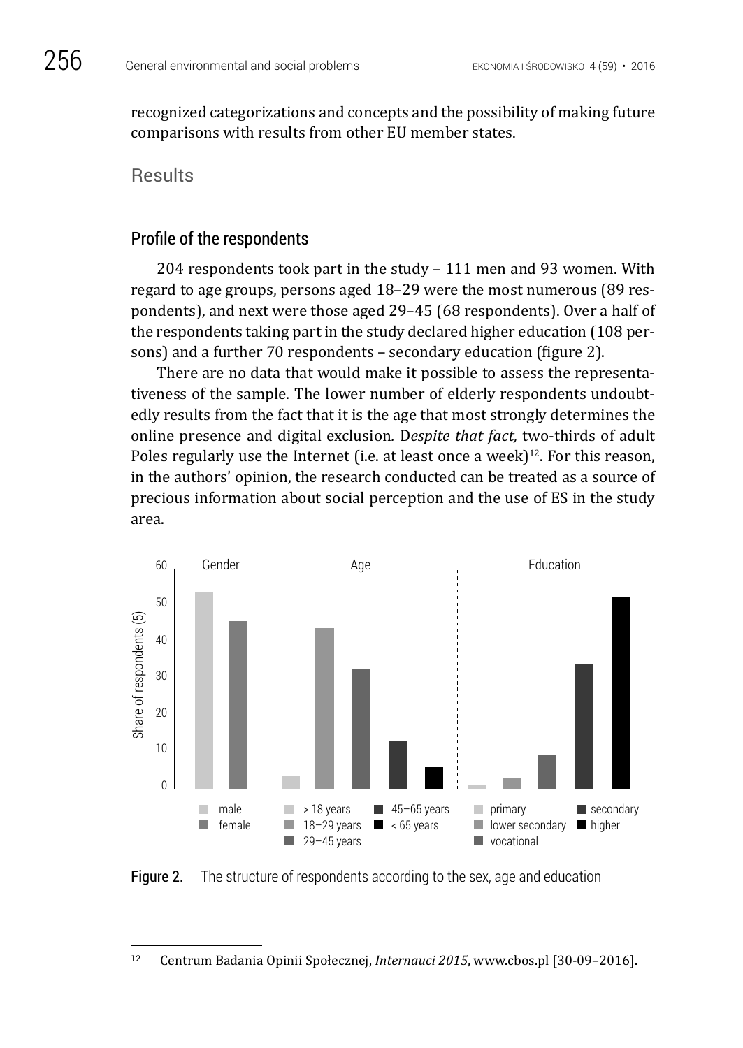recognized categorizations and concepts and the possibility of making future comparisons with results from other EU member states.

## Results

### Profile of the respondents

204 respondents took part in the study – 111 men and 93 women. With regard to age groups, persons aged 18–29 were the most numerous (89 respondents), and next were those aged 29–45 (68 respondents). Over a half of the respondents taking part in the study declared higher education (108 persons) and a further 70 respondents – secondary education (figure 2).

There are no data that would make it possible to assess the representativeness of the sample. The lower number of elderly respondents undoubtedly results from the fact that it is the age that most strongly determines the online presence and digital exclusion. D*espite that fact,* two-thirds of adult Poles regularly use the Internet (i.e. at least once a week)[12]. For this reason, in the authors' opinion, the research conducted can be treated as a source of precious information about social perception and the use of ES in the study area.

Figure 2. The structure of respondents according to the sex, age and education

---

[12] Centrum Badania Opinii Społecznej, *Internauci 2015*, www.cbos.pl [30-09–2016].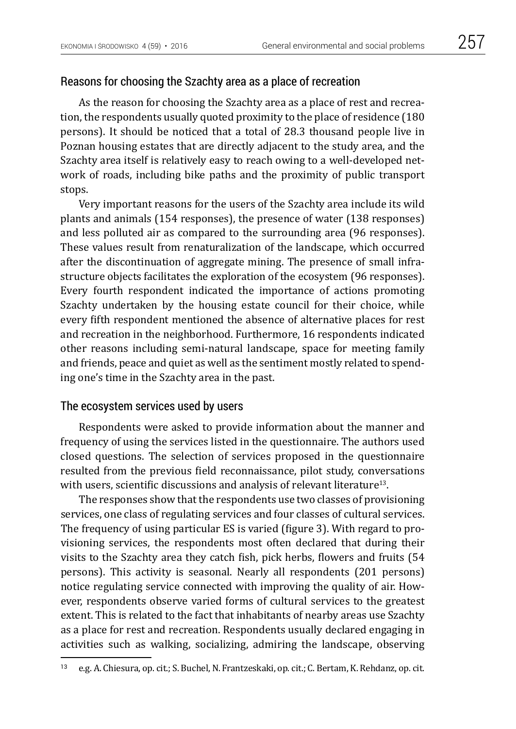## Reasons for choosing the Szachty area as a place of recreation

As the reason for choosing the Szachty area as a place of rest and recreation, the respondents usually quoted proximity to the place of residence (180 persons). It should be noticed that a total of 28.3 thousand people live in Poznan housing estates that are directly adjacent to the study area, and the Szachty area itself is relatively easy to reach owing to a well-developed network of roads, including bike paths and the proximity of public transport stops.

Very important reasons for the users of the Szachty area include its wild plants and animals (154 responses), the presence of water (138 responses) and less polluted air as compared to the surrounding area (96 responses). These values result from renaturalization of the landscape, which occurred after the discontinuation of aggregate mining. The presence of small infrastructure objects facilitates the exploration of the ecosystem (96 responses). Every fourth respondent indicated the importance of actions promoting Szachty undertaken by the housing estate council for their choice, while every fifth respondent mentioned the absence of alternative places for rest and recreation in the neighborhood. Furthermore, 16 respondents indicated other reasons including semi-natural landscape, space for meeting family and friends, peace and quiet as well as the sentiment mostly related to spending one's time in the Szachty area in the past.

## The ecosystem services used by users

Respondents were asked to provide information about the manner and frequency of using the services listed in the questionnaire. The authors used closed questions. The selection of services proposed in the questionnaire resulted from the previous field reconnaissance, pilot study, conversations with users, scientific discussions and analysis of relevant literature[13].

The responses show that the respondents use two classes of provisioning services, one class of regulating services and four classes of cultural services. The frequency of using particular ES is varied (figure 3). With regard to provisioning services, the respondents most often declared that during their visits to the Szachty area they catch fish, pick herbs, flowers and fruits (54 persons). This activity is seasonal. Nearly all respondents (201 persons) notice regulating service connected with improving the quality of air. However, respondents observe varied forms of cultural services to the greatest extent. This is related to the fact that inhabitants of nearby areas use Szachty as a place for rest and recreation. Respondents usually declared engaging in activities such as walking, socializing, admiring the landscape, observing

[13] e.g. A. Chiesura, op. cit.; S. Buchel, N. Frantzeskaki, op. cit.; C. Bertam, K. Rehdanz, op. cit.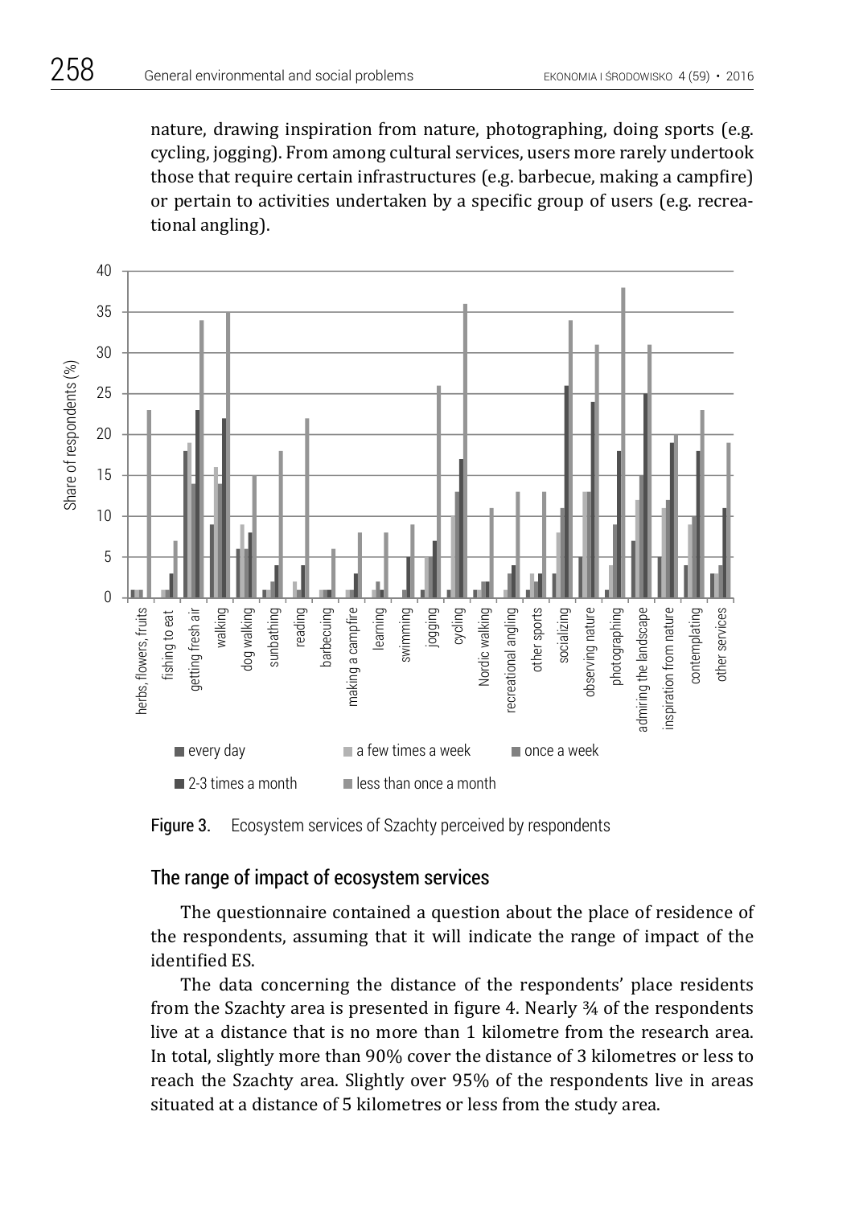nature, drawing inspiration from nature, photographing, doing sports (e.g. cycling, jogging). From among cultural services, users more rarely undertook those that require certain infrastructures (e.g. barbecue, making a campfire) or pertain to activities undertaken by a specific group of users (e.g. recreational angling).

Figure 3. Ecosystem services of Szachty perceived by respondents

## The range of impact of ecosystem services

The questionnaire contained a question about the place of residence of the respondents, assuming that it will indicate the range of impact of the identified ES.

The data concerning the distance of the respondents' place residents from the Szachty area is presented in figure 4. Nearly ¾ of the respondents live at a distance that is no more than 1 kilometre from the research area. In total, slightly more than 90% cover the distance of 3 kilometres or less to reach the Szachty area. Slightly over 95% of the respondents live in areas situated at a distance of 5 kilometres or less from the study area.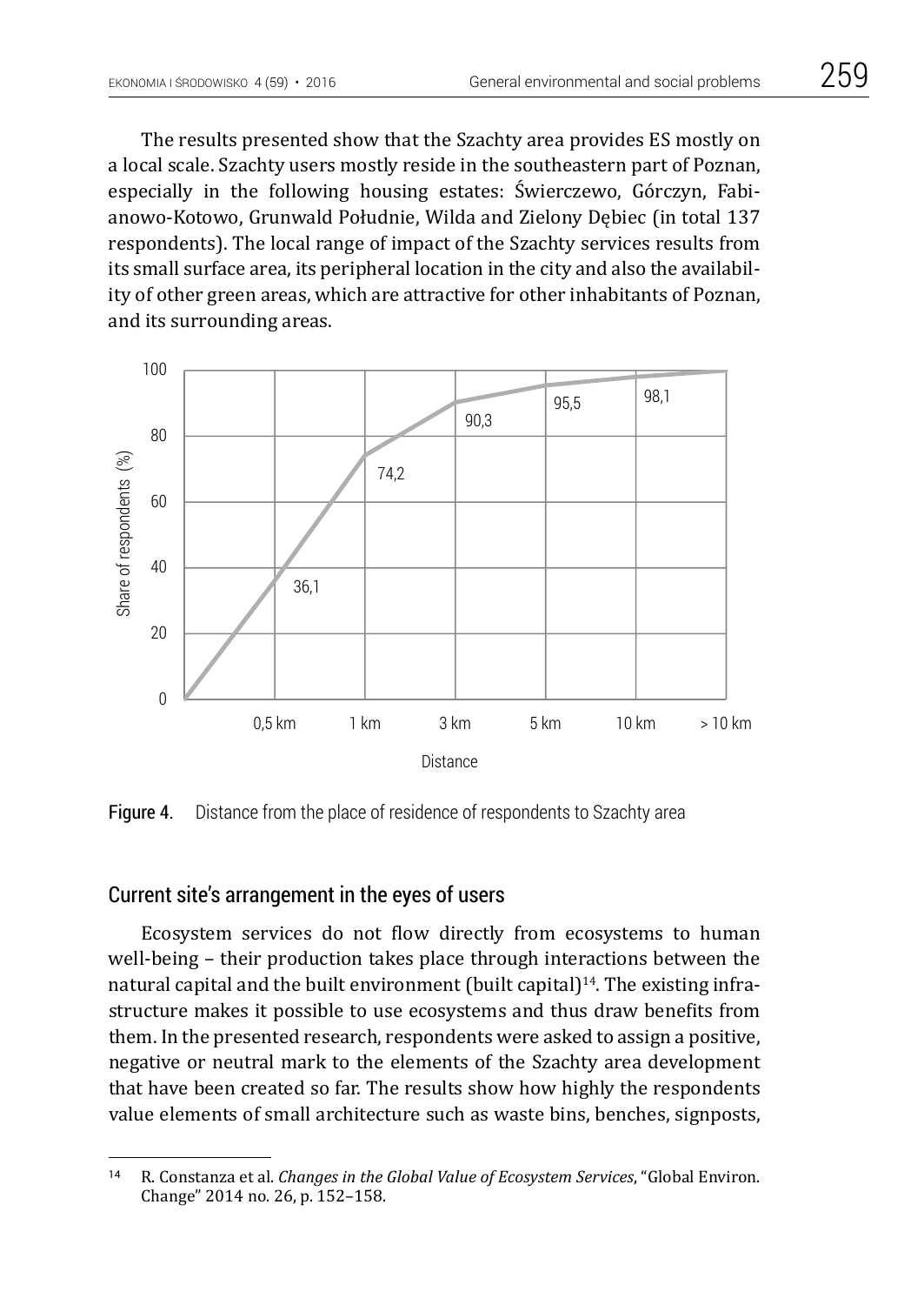The results presented show that the Szachty area provides ES mostly on a local scale. Szachty users mostly reside in the southeastern part of Poznan, especially in the following housing estates: Świerczewo, Górczyn, Fabianowo-Kotowo, Grunwald Południe, Wilda and Zielony Dębiec (in total 137 respondents). The local range of impact of the Szachty services results from its small surface area, its peripheral location in the city and also the availability of other green areas, which are attractive for other inhabitants of Poznan, and its surrounding areas.

Figure 4. Distance from the place of residence of respondents to Szachty area

## Current site's arrangement in the eyes of users

Ecosystem services do not flow directly from ecosystems to human well-being – their production takes place through interactions between the natural capital and the built environment (built capital)[14]. The existing infrastructure makes it possible to use ecosystems and thus draw benefits from them. In the presented research, respondents were asked to assign a positive, negative or neutral mark to the elements of the Szachty area development that have been created so far. The results show how highly the respondents value elements of small architecture such as waste bins, benches, signposts,

[14] R. Constanza et al. *Changes in the Global Value of Ecosystem Services*, "Global Environ. Change" 2014 no. 26, p. 152–158.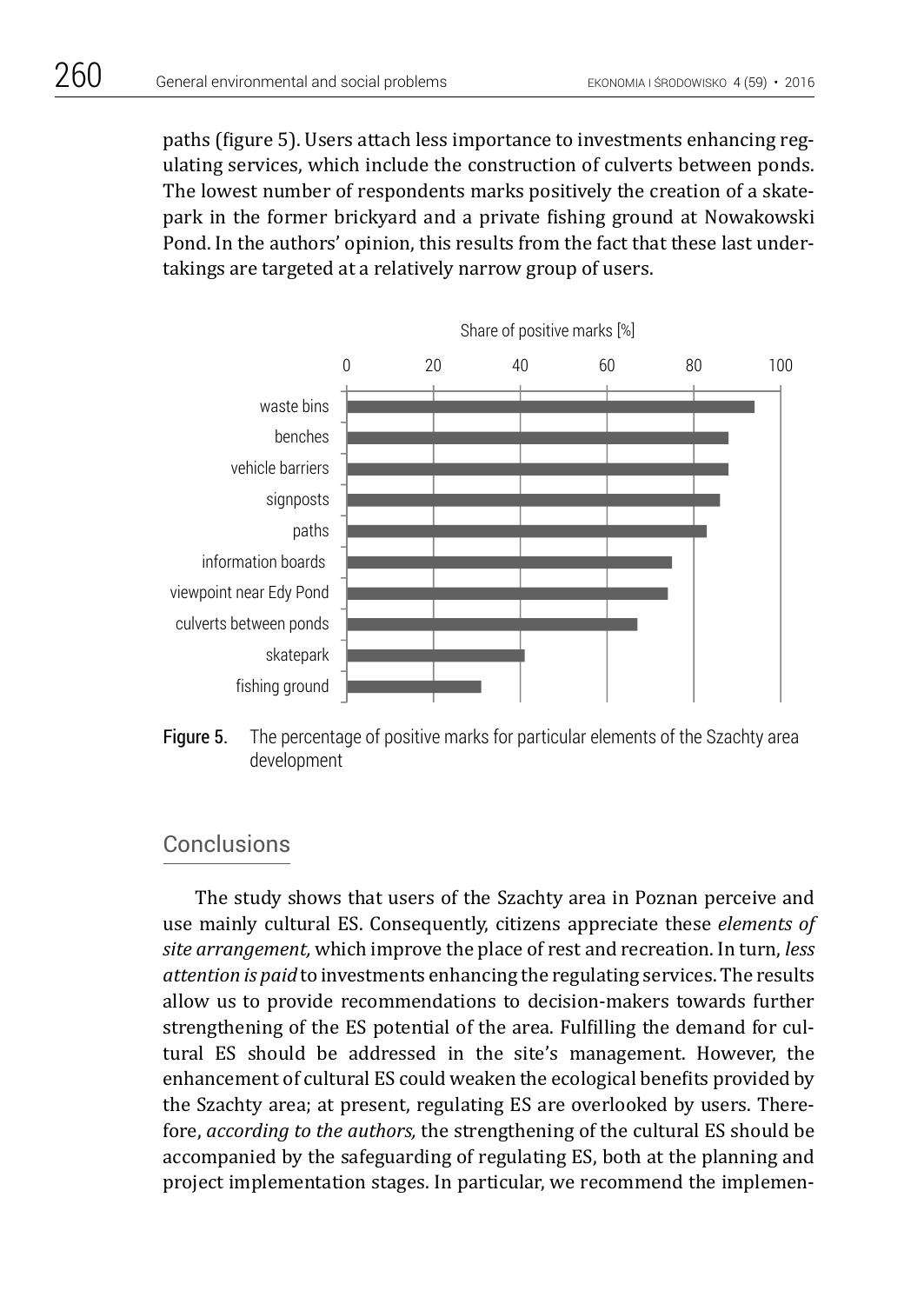paths (figure 5). Users attach less importance to investments enhancing regulating services, which include the construction of culverts between ponds. The lowest number of respondents marks positively the creation of a skatepark in the former brickyard and a private fishing ground at Nowakowski Pond. In the authors' opinion, this results from the fact that these last undertakings are targeted at a relatively narrow group of users.

**Figure 5.** The percentage of positive marks for particular elements of the Szachty area development

## Conclusions

The study shows that users of the Szachty area in Poznan perceive and use mainly cultural ES. Consequently, citizens appreciate these *elements of site arrangement,* which improve the place of rest and recreation. In turn, *less attention is paid* to investments enhancing the regulating services. The results allow us to provide recommendations to decision-makers towards further strengthening of the ES potential of the area. Fulfilling the demand for cultural ES should be addressed in the site's management. However, the enhancement of cultural ES could weaken the ecological benefits provided by the Szachty area; at present, regulating ES are overlooked by users. Therefore, *according to the authors,* the strengthening of the cultural ES should be accompanied by the safeguarding of regulating ES, both at the planning and project implementation stages. In particular, we recommend the implemen-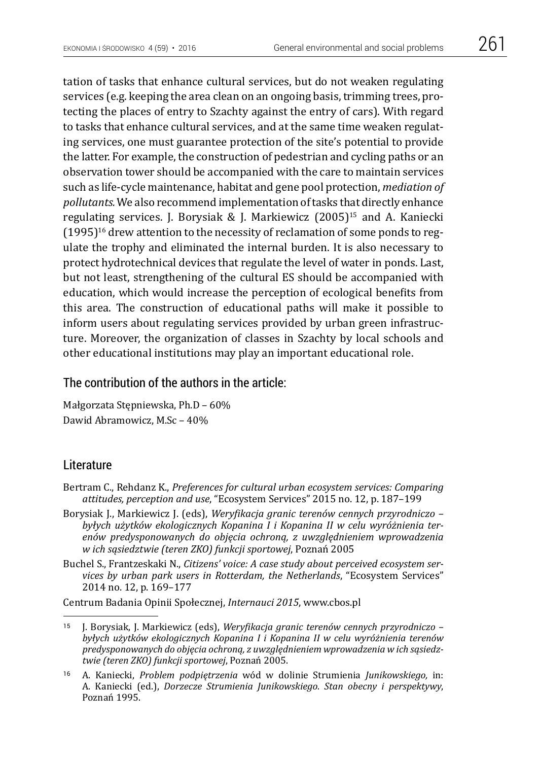tation of tasks that enhance cultural services, but do not weaken regulating services (e.g. keeping the area clean on an ongoing basis, trimming trees, protecting the places of entry to Szachty against the entry of cars). With regard to tasks that enhance cultural services, and at the same time weaken regulating services, one must guarantee protection of the site's potential to provide the latter. For example, the construction of pedestrian and cycling paths or an observation tower should be accompanied with the care to maintain services such as life-cycle maintenance, habitat and gene pool protection, *mediation of pollutants.* We also recommend implementation of tasks that directly enhance regulating services. J. Borysiak & J. Markiewicz (2005)[15] and A. Kaniecki (1995)[16] drew attention to the necessity of reclamation of some ponds to regulate the trophy and eliminated the internal burden. It is also necessary to protect hydrotechnical devices that regulate the level of water in ponds. Last, but not least, strengthening of the cultural ES should be accompanied with education, which would increase the perception of ecological benefits from this area. The construction of educational paths will make it possible to inform users about regulating services provided by urban green infrastructure. Moreover, the organization of classes in Szachty by local schools and other educational institutions may play an important educational role.

## The contribution of the authors in the article:

Małgorzata Stępniewska, Ph.D – 60%
Dawid Abramowicz, M.Sc – 40%

## Literature

Bertram C., Rehdanz K., *Preferences for cultural urban ecosystem services: Comparing attitudes, perception and use*, "Ecosystem Services" 2015 no. 12, p. 187–199

Borysiak J., Markiewicz J. (eds), *Weryfikacja granic terenów cennych przyrodniczo – byłych użytków ekologicznych Kopanina I i Kopanina II w celu wyróżnienia terenów predysponowanych do objęcia ochroną, z uwzględnieniem wprowadzenia w ich sąsiedztwie (teren ZKO) funkcji sportowej*, Poznań 2005

Buchel S., Frantzeskaki N., *Citizens' voice: A case study about perceived ecosystem services by urban park users in Rotterdam, the Netherlands*, "Ecosystem Services" 2014 no. 12, p. 169–177

Centrum Badania Opinii Społecznej, *Internauci 2015*, www.cbos.pl

---

[15] J. Borysiak, J. Markiewicz (eds), *Weryfikacja granic terenów cennych przyrodniczo – byłych użytków ekologicznych Kopanina I i Kopanina II w celu wyróżnienia terenów predysponowanych do objęcia ochroną, z uwzględnieniem wprowadzenia w ich sąsiedztwie (teren ZKO) funkcji sportowej*, Poznań 2005.

[16] A. Kaniecki, *Problem podpiętrzenia* wód w dolinie Strumienia *Junikowskiego,* in: A. Kaniecki (ed.), *Dorzecze Strumienia Junikowskiego. Stan obecny i perspektywy*, Poznań 1995.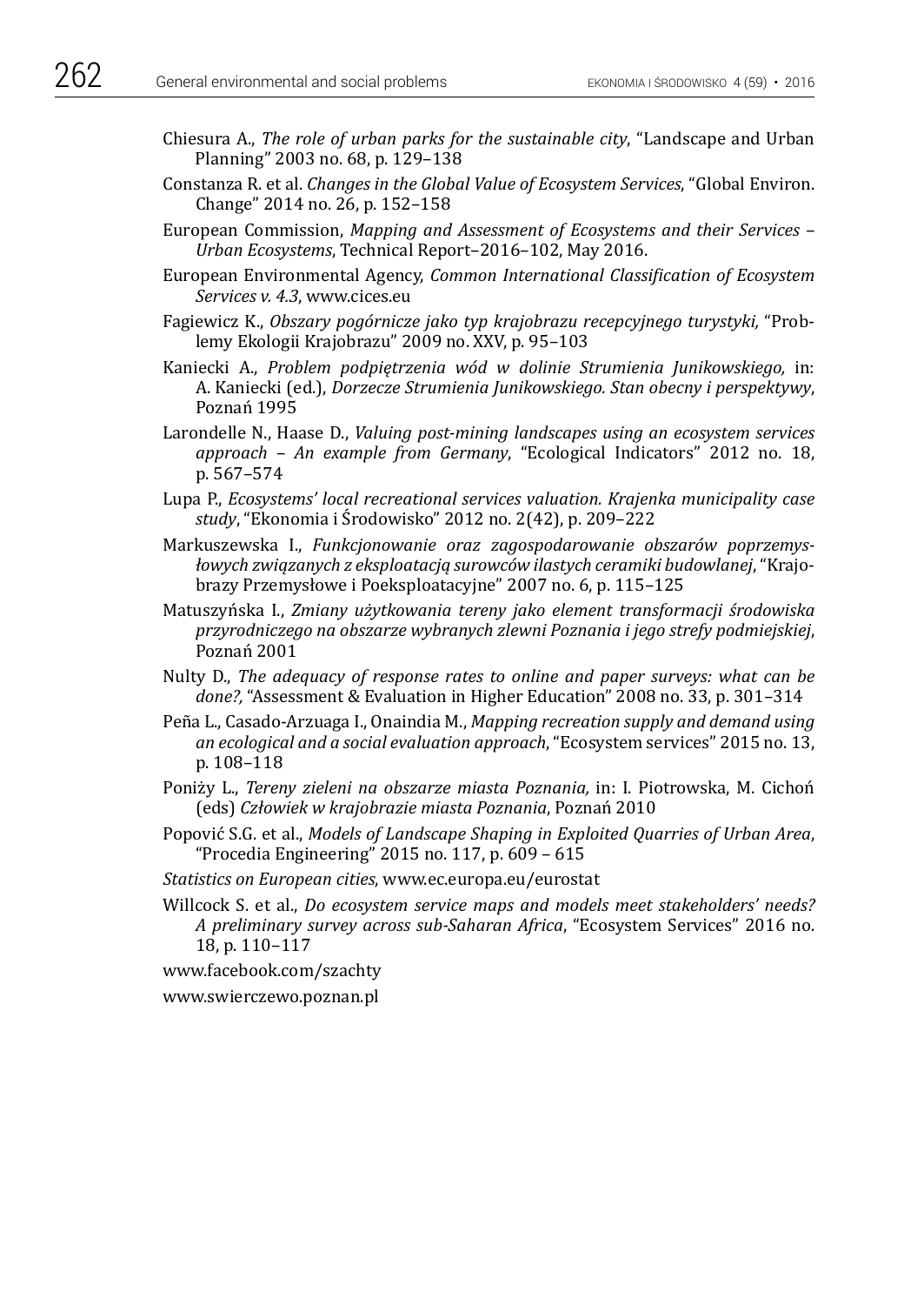Chiesura A., *The role of urban parks for the sustainable city*, "Landscape and Urban Planning" 2003 no. 68, p. 129–138

Constanza R. et al. *Changes in the Global Value of Ecosystem Services*, "Global Environ. Change" 2014 no. 26, p. 152–158

European Commission, *Mapping and Assessment of Ecosystems and their Services – Urban Ecosystems*, Technical Report–2016–102, May 2016.

European Environmental Agency, *Common International Classification of Ecosystem Services v. 4.3*, www.cices.eu

Fagiewicz K., *Obszary pogórnicze jako typ krajobrazu recepcyjnego turystyki,* "Problemy Ekologii Krajobrazu" 2009 no. XXV, p. 95–103

Kaniecki A., *Problem podpiętrzenia wód w dolinie Strumienia Junikowskiego,* in: A. Kaniecki (ed.), *Dorzecze Strumienia Junikowskiego. Stan obecny i perspektywy*, Poznań 1995

Larondelle N., Haase D., *Valuing post-mining landscapes using an ecosystem services approach – An example from Germany*, "Ecological Indicators" 2012 no. 18, p. 567–574

Lupa P., *Ecosystems' local recreational services valuation. Krajenka municipality case study*, "Ekonomia i Środowisko" 2012 no. 2(42), p. 209–222

Markuszewska I., *Funkcjonowanie oraz zagospodarowanie obszarów poprzemysłowych związanych z eksploatacją surowców ilastych ceramiki budowlanej*, "Krajobrazy Przemysłowe i Poeksploatacyjne" 2007 no. 6, p. 115–125

Matuszyńska I., *Zmiany użytkowania tereny jako element transformacji środowiska przyrodniczego na obszarze wybranych zlewni Poznania i jego strefy podmiejskiej*, Poznań 2001

Nulty D., *The adequacy of response rates to online and paper surveys: what can be done?,* "Assessment & Evaluation in Higher Education" 2008 no. 33, p. 301–314

Peña L., Casado-Arzuaga I., Onaindia M., *Mapping recreation supply and demand using an ecological and a social evaluation approach*, "Ecosystem services" 2015 no. 13, p. 108–118

Poniży L., *Tereny zieleni na obszarze miasta Poznania,* in: I. Piotrowska, M. Cichoń (eds) *Człowiek w krajobrazie miasta Poznania*, Poznań 2010

Popović S.G. et al., *Models of Landscape Shaping in Exploited Quarries of Urban Area*, "Procedia Engineering" 2015 no. 117, p. 609 – 615

*Statistics on European cities*, www.ec.europa.eu/eurostat

Willcock S. et al., *Do ecosystem service maps and models meet stakeholders' needs? A preliminary survey across sub-Saharan Africa*, "Ecosystem Services" 2016 no. 18, p. 110–117

www.facebook.com/szachty

www.swierczewo.poznan.pl